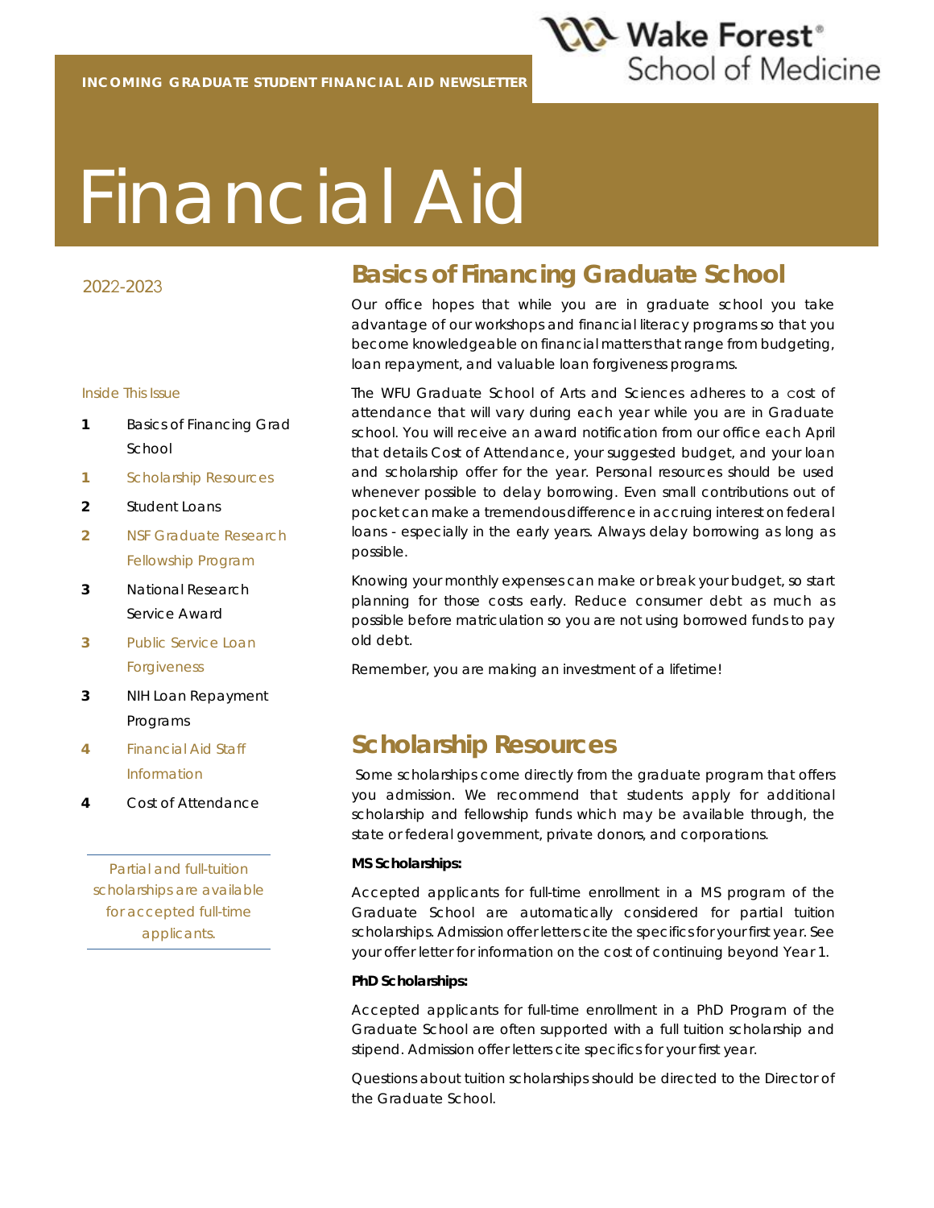INCOMING GRADUATE STUDENT FINANCIAL AID NEWSLETTER

Wake Forest® School of Medicine

# Financial Aid

2022-2023

Inside This Issue

| | |
|---|---|
| 1 | Basics of Financing Grad School |
| 1 | Scholarship Resources |
| 2 | Student Loans |
| 2 | NSF Graduate Research Fellowship Program |
| 3 | National Research Service Award |
| 3 | Public Service Loan Forgiveness |
| 3 | NIH Loan Repayment Programs |
| 4 | Financial Aid Staff Information |
| 4 | Cost of Attendance |

*Partial and full-tuition scholarships are available for accepted full-time applicants.*

## Basics of Financing Graduate School

Our office hopes that while you are in graduate school you take advantage of our workshops and financial literacy programs so that you become knowledgeable on financial matters that range from budgeting, loan repayment, and valuable loan forgiveness programs.

The WFU Graduate School of Arts and Sciences adheres to a cost of attendance that will vary during each year while you are in Graduate school. You will receive an award notification from our office each April that details Cost of Attendance, your suggested budget, and your loan and scholarship offer for the year. Personal resources should be used whenever possible to delay borrowing. Even small contributions out of pocket can make a tremendous difference in accruing interest on federal loans - especially in the early years. Always delay borrowing as long as possible.

Knowing your monthly expenses can make or break your budget, so start planning for those costs early. Reduce consumer debt as much as possible before matriculation so you are not using borrowed funds to pay old debt.

Remember, you are making an investment of a lifetime!

## Scholarship Resources

Some scholarships come directly from the graduate program that offers you admission. We recommend that students apply for additional scholarship and fellowship funds which may be available through, the state or federal government, private donors, and corporations.

**MS Scholarships:**

Accepted applicants for full-time enrollment in a MS program of the Graduate School are automatically considered for partial tuition scholarships. Admission offer letters cite the specifics for your first year. See your offer letter for information on the cost of continuing beyond Year 1.

**PhD Scholarships:**

Accepted applicants for full-time enrollment in a PhD Program of the Graduate School are often supported with a full tuition scholarship and stipend. Admission offer letters cite specifics for your first year.

Questions about tuition scholarships should be directed to the Director of the Graduate School.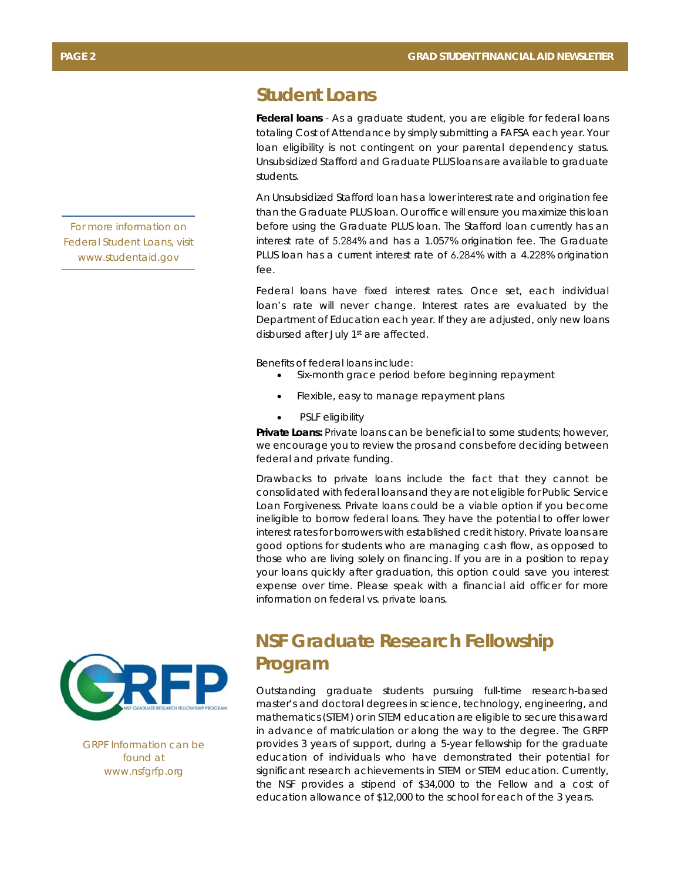## Student Loans

**Federal loans** - As a graduate student, you are eligible for federal loans totaling Cost of Attendance by simply submitting a FAFSA each year. Your loan eligibility is not contingent on your parental dependency status. Unsubsidized Stafford and Graduate PLUS loans are available to graduate students.

An Unsubsidized Stafford loan has a lower interest rate and origination fee than the Graduate PLUS loan. Our office will ensure you maximize this loan before using the Graduate PLUS loan. The Stafford loan currently has an interest rate of 5.284% and has a 1.057% origination fee. The Graduate PLUS loan has a current interest rate of 6.284% with a 4.228% origination fee.

Federal loans have fixed interest rates. Once set, each individual loan's rate will never change. Interest rates are evaluated by the Department of Education each year. If they are adjusted, only new loans disbursed after July 1st are affected.

For more information on Federal Student Loans, visit www.studentaid.gov

Benefits of federal loans include:

- Six-month grace period before beginning repayment
- Flexible, easy to manage repayment plans
- PSLF eligibility

**Private Loans:** Private loans can be beneficial to some students; however, we encourage you to review the pros and cons before deciding between federal and private funding.

Drawbacks to private loans include the fact that they cannot be consolidated with federal loans and they are not eligible for Public Service Loan Forgiveness. Private loans could be a viable option if you become ineligible to borrow federal loans. They have the potential to offer lower interest rates for borrowers with established credit history. Private loans are good options for students who are managing cash flow, as opposed to those who are living solely on financing. If you are in a position to repay your loans quickly after graduation, this option could save you interest expense over time. Please speak with a financial aid officer for more information on federal vs. private loans.

## NSF Graduate Research Fellowship Program

GRPF Information can be found at www.nsfgrfp.org

Outstanding graduate students pursuing full-time research-based master's and doctoral degrees in science, technology, engineering, and mathematics (STEM) or in STEM education are eligible to secure this award in advance of matriculation or along the way to the degree. The GRFP provides 3 years of support, during a 5-year fellowship for the graduate education of individuals who have demonstrated their potential for significant research achievements in STEM or STEM education. Currently, the NSF provides a stipend of $34,000 to the Fellow and a cost of education allowance of $12,000 to the school for each of the 3 years.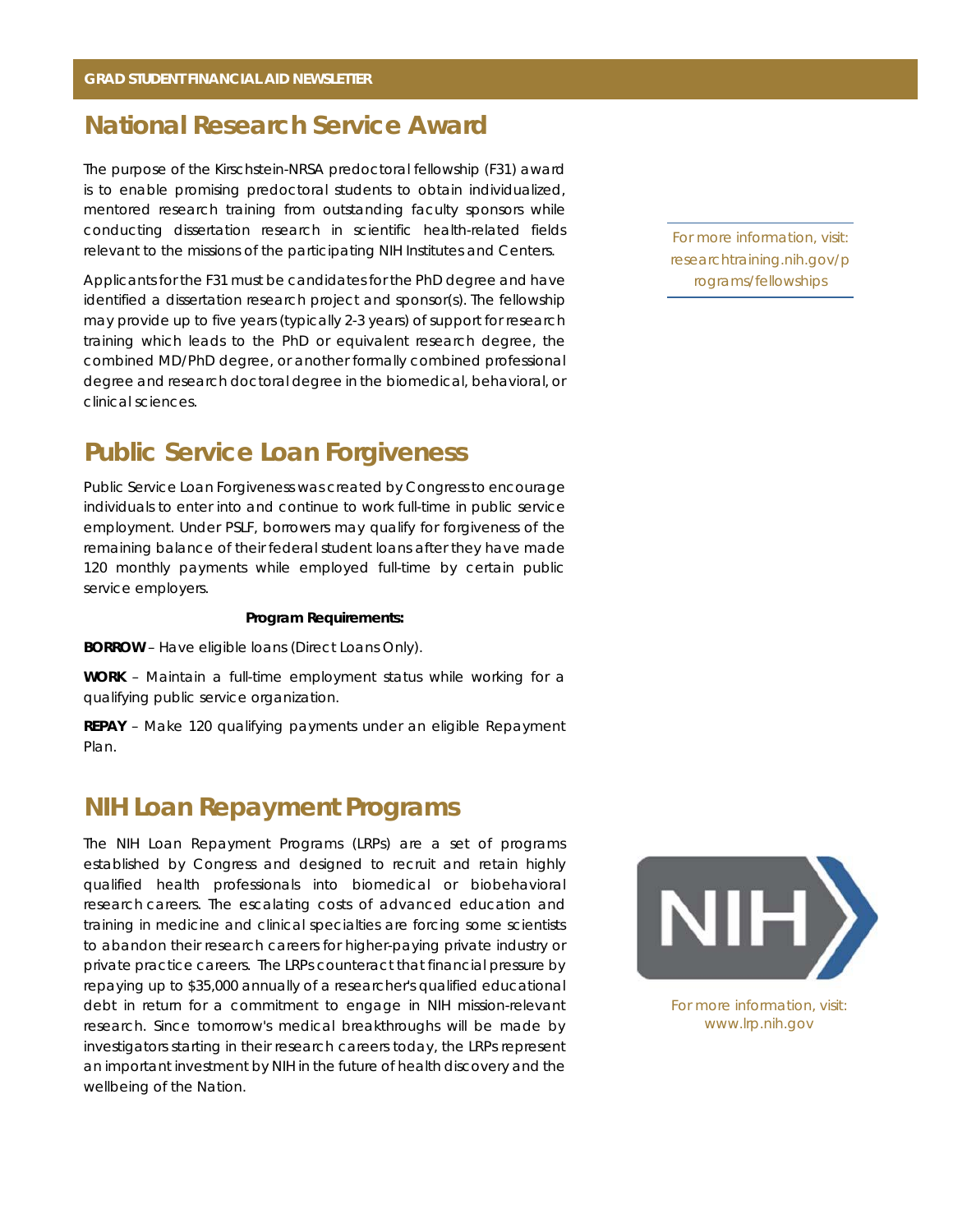## National Research Service Award

The purpose of the Kirschstein-NRSA predoctoral fellowship (F31) award is to enable promising predoctoral students to obtain individualized, mentored research training from outstanding faculty sponsors while conducting dissertation research in scientific health-related fields relevant to the missions of the participating NIH Institutes and Centers.

Applicants for the F31 must be candidates for the PhD degree and have identified a dissertation research project and sponsor(s). The fellowship may provide up to five years (typically 2-3 years) of support for research training which leads to the PhD or equivalent research degree, the combined MD/PhD degree, or another formally combined professional degree and research doctoral degree in the biomedical, behavioral, or clinical sciences.

*For more information, visit: researchtraining.nih.gov/programs/fellowships*

## Public Service Loan Forgiveness

Public Service Loan Forgiveness was created by Congress to encourage individuals to enter into and continue to work full-time in public service employment. Under PSLF, borrowers may qualify for forgiveness of the remaining balance of their federal student loans after they have made 120 monthly payments while employed full-time by certain public service employers.

**Program Requirements:**

**BORROW** – Have eligible loans (Direct Loans Only).

**WORK** – Maintain a full-time employment status while working for a qualifying public service organization.

**REPAY** – Make 120 qualifying payments under an eligible Repayment Plan.

## NIH Loan Repayment Programs

The NIH Loan Repayment Programs (LRPs) are a set of programs established by Congress and designed to recruit and retain highly qualified health professionals into biomedical or biobehavioral research careers. The escalating costs of advanced education and training in medicine and clinical specialties are forcing some scientists to abandon their research careers for higher-paying private industry or private practice careers. The LRPs counteract that financial pressure by repaying up to $35,000 annually of a researcher's qualified educational debt in return for a commitment to engage in NIH mission-relevant research. Since tomorrow's medical breakthroughs will be made by investigators starting in their research careers today, the LRPs represent an important investment by NIH in the future of health discovery and the wellbeing of the Nation.

NIH

*For more information, visit: www.lrp.nih.gov*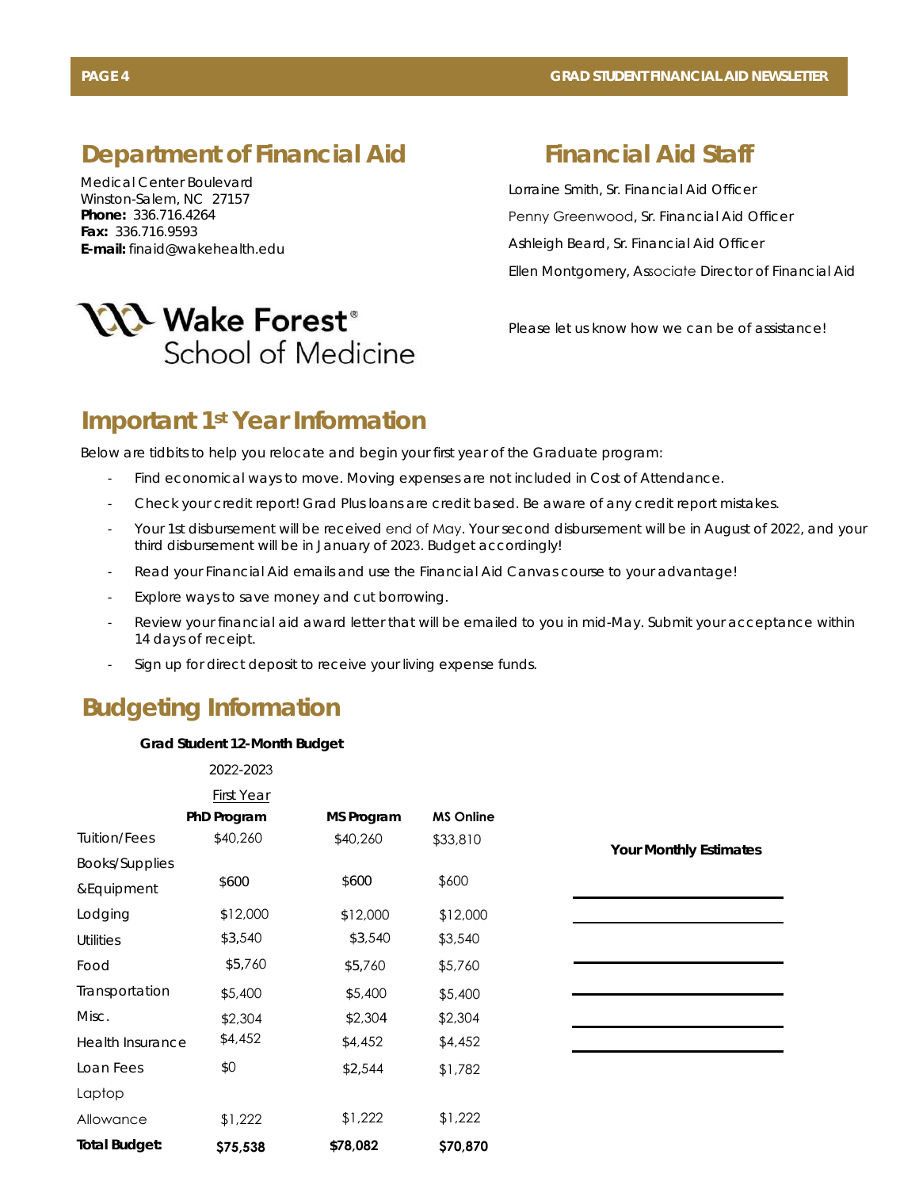## Department of Financial Aid

Medical Center Boulevard
Winston-Salem, NC 27157
**Phone:** 336.716.4264
**Fax:** 336.716.9593
**E-mail:** finaid@wakehealth.edu

Wake Forest® School of Medicine

## Financial Aid Staff

Lorraine Smith, Sr. Financial Aid Officer

Penny Greenwood, Sr. Financial Aid Officer

Ashleigh Beard, Sr. Financial Aid Officer

Ellen Montgomery, Associate Director of Financial Aid

Please let us know how we can be of assistance!

## Important 1st Year Information

Below are tidbits to help you relocate and begin your first year of the Graduate program:

- Find economical ways to move. Moving expenses are not included in Cost of Attendance.
- Check your credit report! Grad Plus loans are credit based. Be aware of any credit report mistakes.
- Your 1st disbursement will be received end of May. Your second disbursement will be in August of 2022, and your third disbursement will be in January of 2023. Budget accordingly!
- Read your Financial Aid emails and use the Financial Aid Canvas course to your advantage!
- Explore ways to save money and cut borrowing.
- Review your financial aid award letter that will be emailed to you in mid-May. Submit your acceptance within 14 days of receipt.
- Sign up for direct deposit to receive your living expense funds.

## Budgeting Information

**Grad Student 12-Month Budget**

2022-2023

First Year

| | PhD Program | MS Program | MS Online | Your Monthly Estimates |
|---|---|---|---|---|
| Tuition/Fees | $40,260 | $40,260 | $33,810 | |
| Books/Supplies &Equipment | $600 | $600 | $600 | |
| Lodging | $12,000 | $12,000 | $12,000 | |
| Utilities | $3,540 | $3,540 | $3,540 | |
| Food | $5,760 | $5,760 | $5,760 | |
| Transportation | $5,400 | $5,400 | $5,400 | |
| Misc. | $2,304 | $2,304 | $2,304 | |
| Health Insurance | $4,452 | $4,452 | $4,452 | |
| Loan Fees | $0 | $2,544 | $1,782 | |
| Laptop Allowance | $1,222 | $1,222 | $1,222 | |
| **Total Budget:** | **$75,538** | **$78,082** | **$70,870** | |